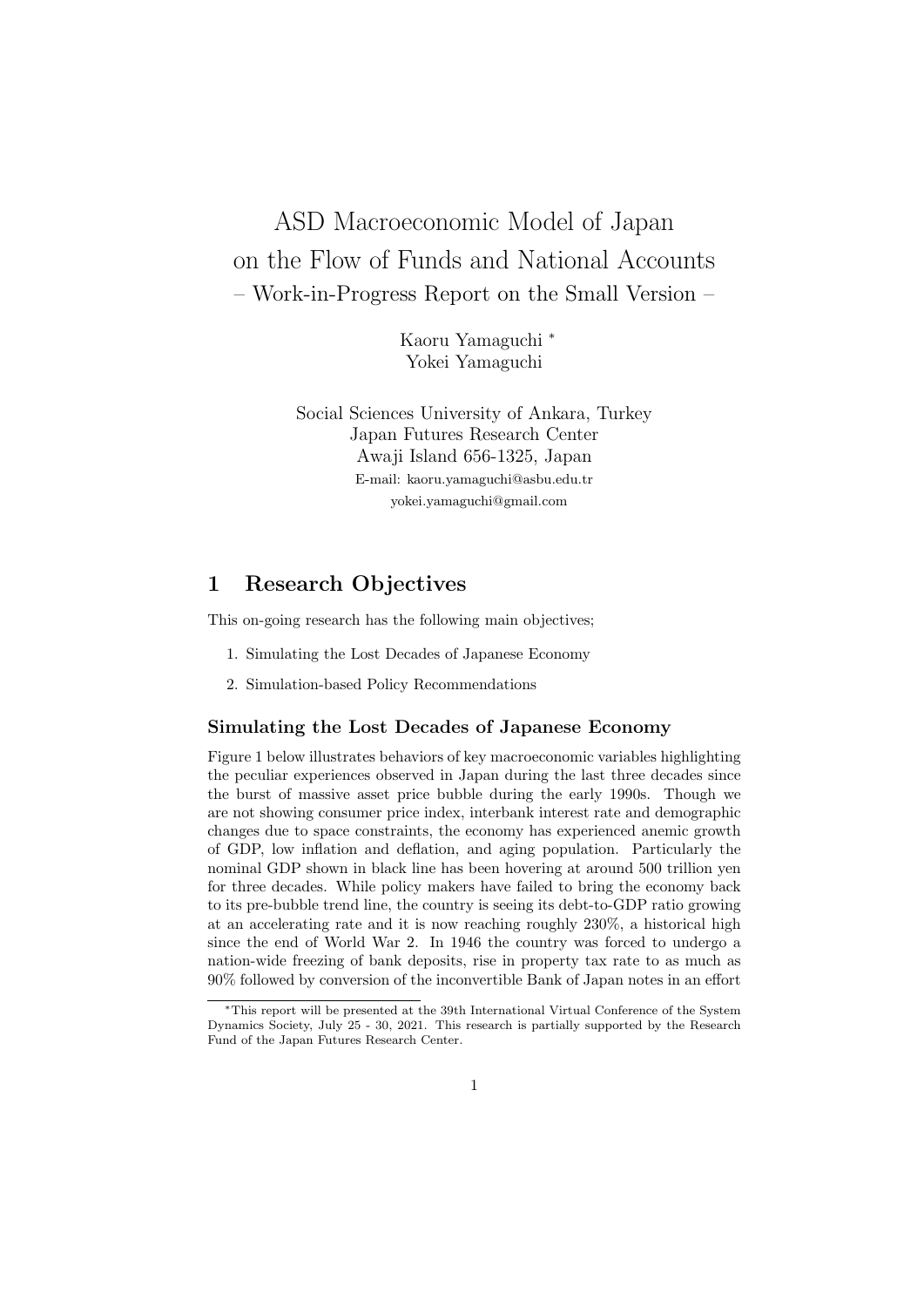# ASD Macroeconomic Model of Japan on the Flow of Funds and National Accounts

### – Work-in-Progress Report on the Small Version –

Kaoru Yamaguchi [*]
Yokei Yamaguchi

Social Sciences University of Ankara, Turkey
Japan Futures Research Center
Awaji Island 656-1325, Japan
E-mail: kaoru.yamaguchi@asbu.edu.tr
yokei.yamaguchi@gmail.com

## 1 Research Objectives

This on-going research has the following main objectives;

1. Simulating the Lost Decades of Japanese Economy
2. Simulation-based Policy Recommendations

### Simulating the Lost Decades of Japanese Economy

Figure 1 below illustrates behaviors of key macroeconomic variables highlighting the peculiar experiences observed in Japan during the last three decades since the burst of massive asset price bubble during the early 1990s. Though we are not showing consumer price index, interbank interest rate and demographic changes due to space constraints, the economy has experienced anemic growth of GDP, low inflation and deflation, and aging population. Particularly the nominal GDP shown in black line has been hovering at around 500 trillion yen for three decades. While policy makers have failed to bring the economy back to its pre-bubble trend line, the country is seeing its debt-to-GDP ratio growing at an accelerating rate and it is now reaching roughly 230%, a historical high since the end of World War 2. In 1946 the country was forced to undergo a nation-wide freezing of bank deposits, rise in property tax rate to as much as 90% followed by conversion of the inconvertible Bank of Japan notes in an effort

[*] This report will be presented at the 39th International Virtual Conference of the System Dynamics Society, July 25 - 30, 2021. This research is partially supported by the Research Fund of the Japan Futures Research Center.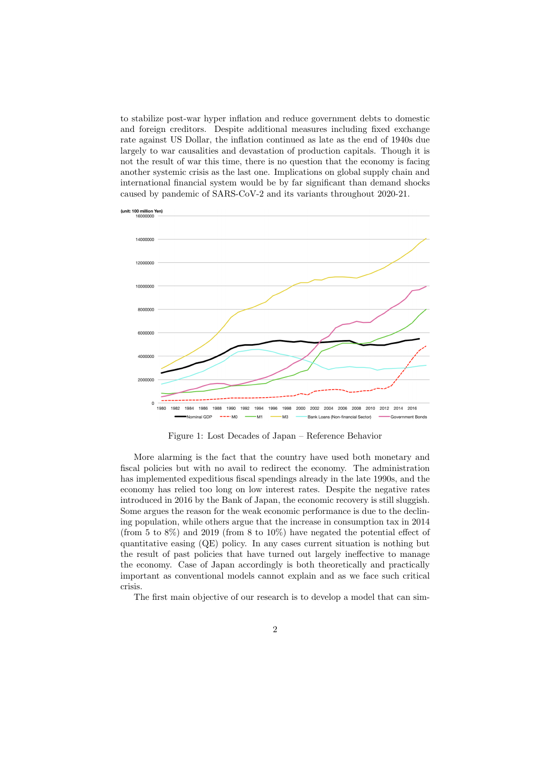to stabilize post-war hyper inflation and reduce government debts to domestic and foreign creditors. Despite additional measures including fixed exchange rate against US Dollar, the inflation continued as late as the end of 1940s due largely to war causalities and devastation of production capitals. Though it is not the result of war this time, there is no question that the economy is facing another systemic crisis as the last one. Implications on global supply chain and international financial system would be by far significant than demand shocks caused by pandemic of SARS-CoV-2 and its variants throughout 2020-21.

Figure 1: Lost Decades of Japan – Reference Behavior

More alarming is the fact that the country have used both monetary and fiscal policies but with no avail to redirect the economy. The administration has implemented expeditious fiscal spendings already in the late 1990s, and the economy has relied too long on low interest rates. Despite the negative rates introduced in 2016 by the Bank of Japan, the economic recovery is still sluggish. Some argues the reason for the weak economic performance is due to the declining population, while others argue that the increase in consumption tax in 2014 (from 5 to 8%) and 2019 (from 8 to 10%) have negated the potential effect of quantitative easing (QE) policy. In any cases current situation is nothing but the result of past policies that have turned out largely ineffective to manage the economy. Case of Japan accordingly is both theoretically and practically important as conventional models cannot explain and as we face such critical crisis.

The first main objective of our research is to develop a model that can sim-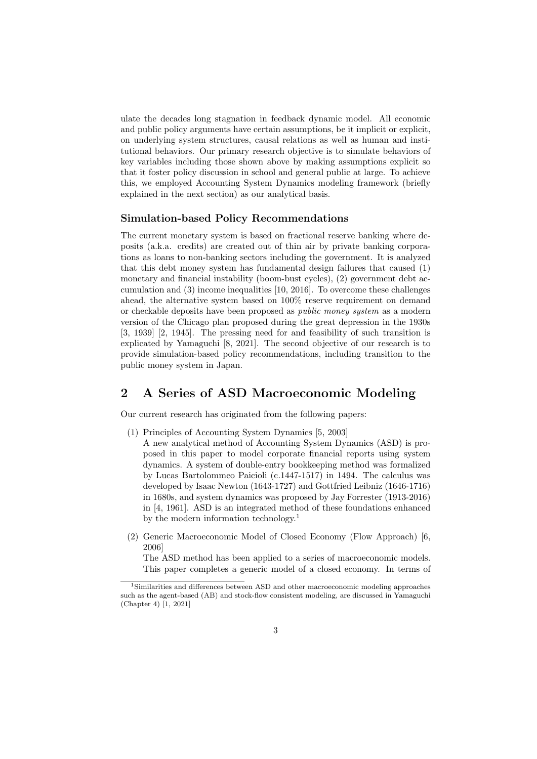ulate the decades long stagnation in feedback dynamic model. All economic and public policy arguments have certain assumptions, be it implicit or explicit, on underlying system structures, causal relations as well as human and institutional behaviors. Our primary research objective is to simulate behaviors of key variables including those shown above by making assumptions explicit so that it foster policy discussion in school and general public at large. To achieve this, we employed Accounting System Dynamics modeling framework (briefly explained in the next section) as our analytical basis.

### Simulation-based Policy Recommendations

The current monetary system is based on fractional reserve banking where deposits (a.k.a. credits) are created out of thin air by private banking corporations as loans to non-banking sectors including the government. It is analyzed that this debt money system has fundamental design failures that caused (1) monetary and financial instability (boom-bust cycles), (2) government debt accumulation and (3) income inequalities [10, 2016]. To overcome these challenges ahead, the alternative system based on 100% reserve requirement on demand or checkable deposits have been proposed as *public money system* as a modern version of the Chicago plan proposed during the great depression in the 1930s [3, 1939] [2, 1945]. The pressing need for and feasibility of such transition is explicated by Yamaguchi [8, 2021]. The second objective of our research is to provide simulation-based policy recommendations, including transition to the public money system in Japan.

## 2 A Series of ASD Macroeconomic Modeling

Our current research has originated from the following papers:

(1) Principles of Accounting System Dynamics [5, 2003]
A new analytical method of Accounting System Dynamics (ASD) is proposed in this paper to model corporate financial reports using system dynamics. A system of double-entry bookkeeping method was formalized by Lucas Bartolommeo Paicioli (c.1447-1517) in 1494. The calculus was developed by Isaac Newton (1643-1727) and Gottfried Leibniz (1646-1716) in 1680s, and system dynamics was proposed by Jay Forrester (1913-2016) in [4, 1961]. ASD is an integrated method of these foundations enhanced by the modern information technology.[1]

(2) Generic Macroeconomic Model of Closed Economy (Flow Approach) [6, 2006]
The ASD method has been applied to a series of macroeconomic models. This paper completes a generic model of a closed economy. In terms of

[1] Similarities and differences between ASD and other macroeconomic modeling approaches such as the agent-based (AB) and stock-flow consistent modeling, are discussed in Yamaguchi (Chapter 4) [1, 2021]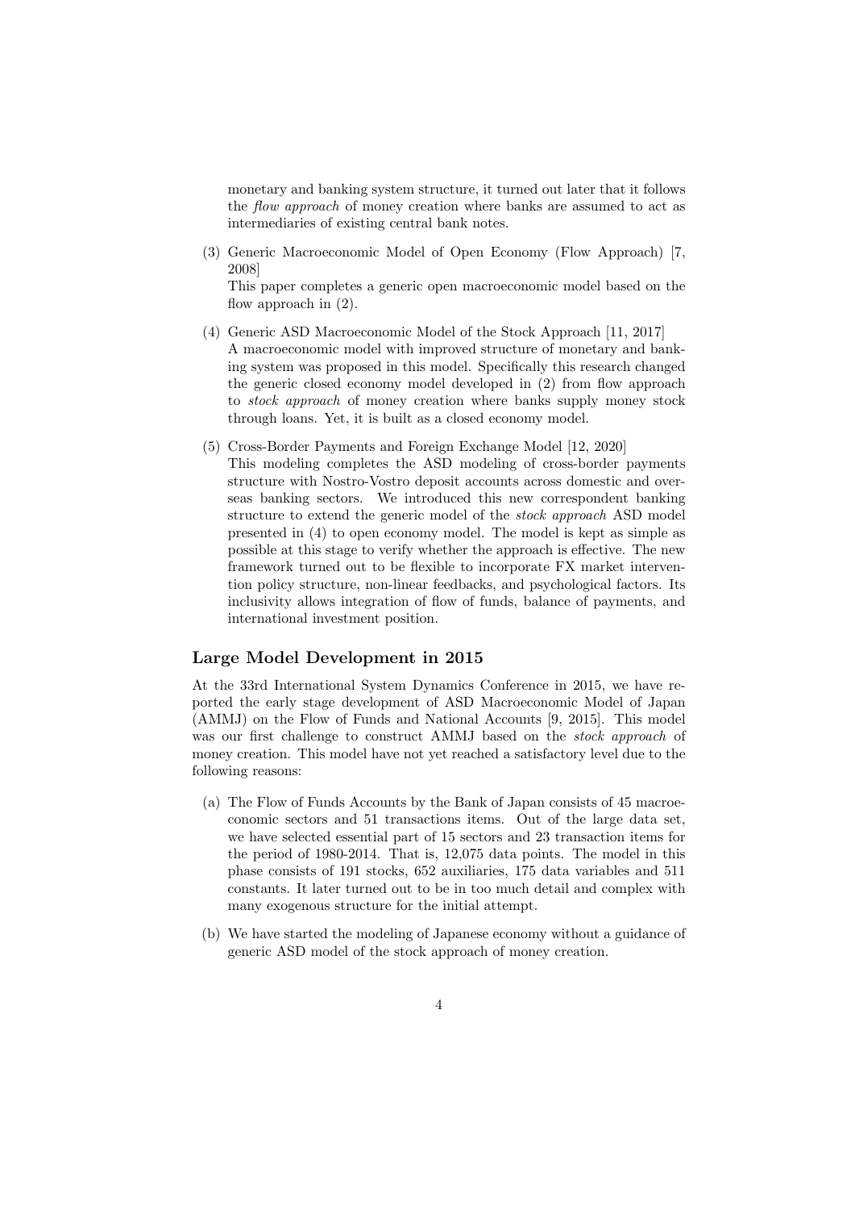monetary and banking system structure, it turned out later that it follows the *flow approach* of money creation where banks are assumed to act as intermediaries of existing central bank notes.

(3) Generic Macroeconomic Model of Open Economy (Flow Approach) [7, 2008]
This paper completes a generic open macroeconomic model based on the flow approach in (2).

(4) Generic ASD Macroeconomic Model of the Stock Approach [11, 2017]
A macroeconomic model with improved structure of monetary and banking system was proposed in this model. Specifically this research changed the generic closed economy model developed in (2) from flow approach to *stock approach* of money creation where banks supply money stock through loans. Yet, it is built as a closed economy model.

(5) Cross-Border Payments and Foreign Exchange Model [12, 2020]
This modeling completes the ASD modeling of cross-border payments structure with Nostro-Vostro deposit accounts across domestic and overseas banking sectors. We introduced this new correspondent banking structure to extend the generic model of the *stock approach* ASD model presented in (4) to open economy model. The model is kept as simple as possible at this stage to verify whether the approach is effective. The new framework turned out to be flexible to incorporate FX market intervention policy structure, non-linear feedbacks, and psychological factors. Its inclusivity allows integration of flow of funds, balance of payments, and international investment position.

### Large Model Development in 2015

At the 33rd International System Dynamics Conference in 2015, we have reported the early stage development of ASD Macroeconomic Model of Japan (AMMJ) on the Flow of Funds and National Accounts [9, 2015]. This model was our first challenge to construct AMMJ based on the *stock approach* of money creation. This model have not yet reached a satisfactory level due to the following reasons:

(a) The Flow of Funds Accounts by the Bank of Japan consists of 45 macroeconomic sectors and 51 transactions items. Out of the large data set, we have selected essential part of 15 sectors and 23 transaction items for the period of 1980-2014. That is, 12,075 data points. The model in this phase consists of 191 stocks, 652 auxiliaries, 175 data variables and 511 constants. It later turned out to be in too much detail and complex with many exogenous structure for the initial attempt.

(b) We have started the modeling of Japanese economy without a guidance of generic ASD model of the stock approach of money creation.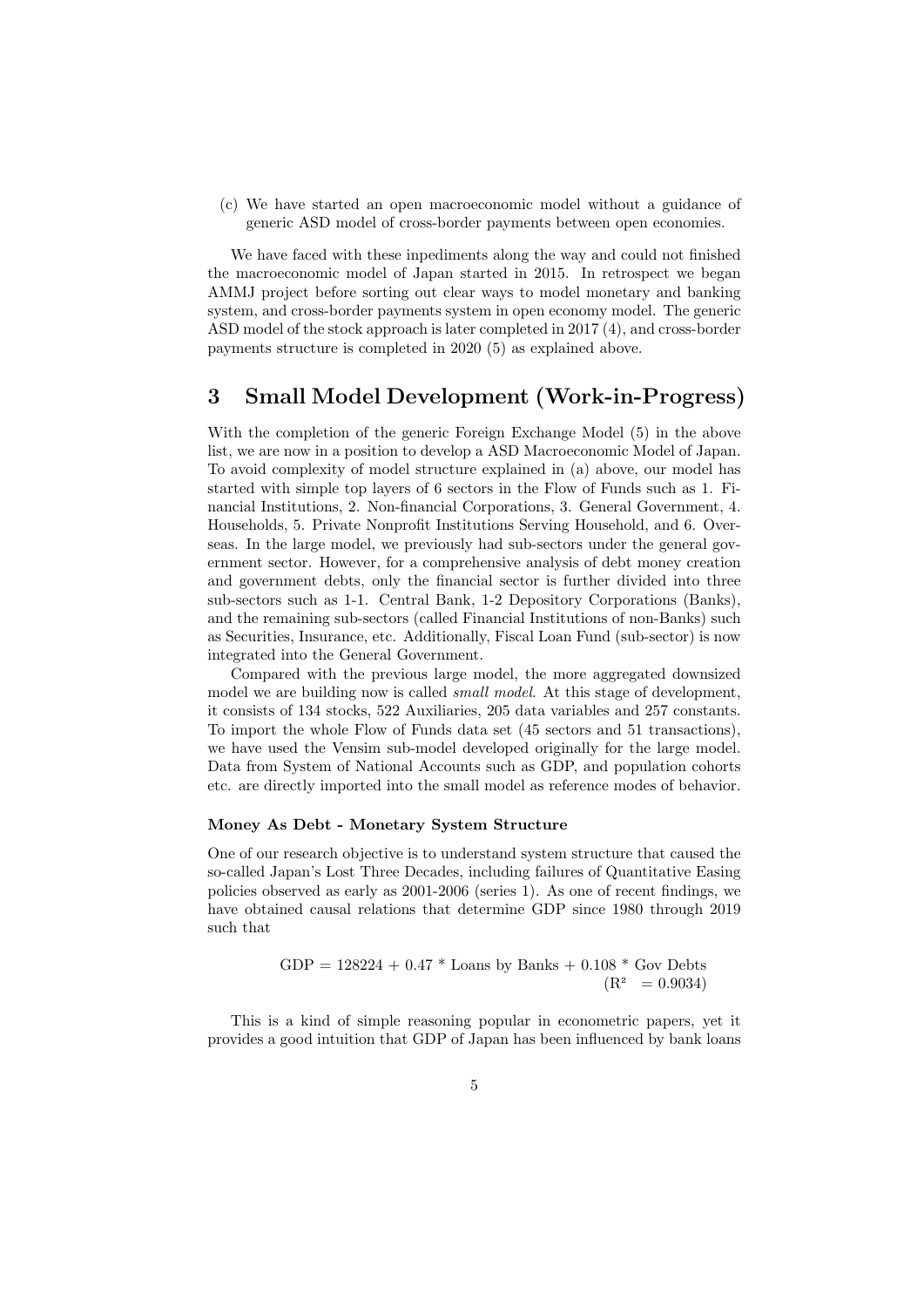(c) We have started an open macroeconomic model without a guidance of generic ASD model of cross-border payments between open economies.

We have faced with these inpediments along the way and could not finished the macroeconomic model of Japan started in 2015. In retrospect we began AMMJ project before sorting out clear ways to model monetary and banking system, and cross-border payments system in open economy model. The generic ASD model of the stock approach is later completed in 2017 (4), and cross-border payments structure is completed in 2020 (5) as explained above.

## 3 Small Model Development (Work-in-Progress)

With the completion of the generic Foreign Exchange Model (5) in the above list, we are now in a position to develop a ASD Macroeconomic Model of Japan. To avoid complexity of model structure explained in (a) above, our model has started with simple top layers of 6 sectors in the Flow of Funds such as 1. Financial Institutions, 2. Non-financial Corporations, 3. General Government, 4. Households, 5. Private Nonprofit Institutions Serving Household, and 6. Overseas. In the large model, we previously had sub-sectors under the general government sector. However, for a comprehensive analysis of debt money creation and government debts, only the financial sector is further divided into three sub-sectors such as 1-1. Central Bank, 1-2 Depository Corporations (Banks), and the remaining sub-sectors (called Financial Institutions of non-Banks) such as Securities, Insurance, etc. Additionally, Fiscal Loan Fund (sub-sector) is now integrated into the General Government.

Compared with the previous large model, the more aggregated downsized model we are building now is called *small model*. At this stage of development, it consists of 134 stocks, 522 Auxiliaries, 205 data variables and 257 constants. To import the whole Flow of Funds data set (45 sectors and 51 transactions), we have used the Vensim sub-model developed originally for the large model. Data from System of National Accounts such as GDP, and population cohorts etc. are directly imported into the small model as reference modes of behavior.

#### Money As Debt - Monetary System Structure

One of our research objective is to understand system structure that caused the so-called Japan's Lost Three Decades, including failures of Quantitative Easing policies observed as early as 2001-2006 (series 1). As one of recent findings, we have obtained causal relations that determine GDP since 1980 through 2019 such that

$$\text{GDP} = 128224 + 0.47 * \text{Loans by Banks} + 0.108 * \text{Gov Debts} \quad (R^2 = 0.9034)$$

This is a kind of simple reasoning popular in econometric papers, yet it provides a good intuition that GDP of Japan has been influenced by bank loans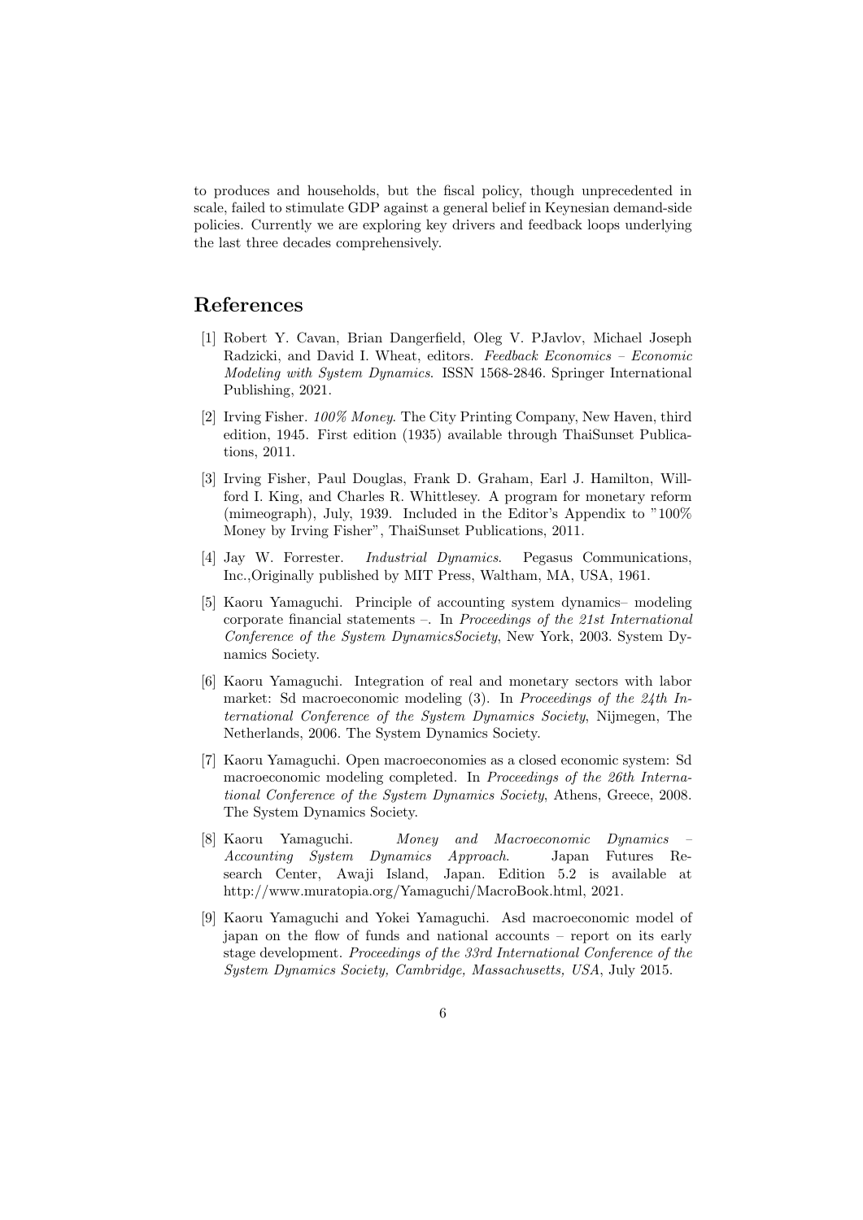to produces and households, but the fiscal policy, though unprecedented in scale, failed to stimulate GDP against a general belief in Keynesian demand-side policies. Currently we are exploring key drivers and feedback loops underlying the last three decades comprehensively.

## References

[1] Robert Y. Cavan, Brian Dangerfield, Oleg V. PJavlov, Michael Joseph Radzicki, and David I. Wheat, editors. *Feedback Economics – Economic Modeling with System Dynamics*. ISSN 1568-2846. Springer International Publishing, 2021.

[2] Irving Fisher. *100% Money*. The City Printing Company, New Haven, third edition, 1945. First edition (1935) available through ThaiSunset Publications, 2011.

[3] Irving Fisher, Paul Douglas, Frank D. Graham, Earl J. Hamilton, Willford I. King, and Charles R. Whittlesey. A program for monetary reform (mimeograph), July, 1939. Included in the Editor's Appendix to "100% Money by Irving Fisher", ThaiSunset Publications, 2011.

[4] Jay W. Forrester. *Industrial Dynamics*. Pegasus Communications, Inc.,Originally published by MIT Press, Waltham, MA, USA, 1961.

[5] Kaoru Yamaguchi. Principle of accounting system dynamics– modeling corporate financial statements –. In *Proceedings of the 21st International Conference of the System DynamicsSociety*, New York, 2003. System Dynamics Society.

[6] Kaoru Yamaguchi. Integration of real and monetary sectors with labor market: Sd macroeconomic modeling (3). In *Proceedings of the 24th International Conference of the System Dynamics Society*, Nijmegen, The Netherlands, 2006. The System Dynamics Society.

[7] Kaoru Yamaguchi. Open macroeconomies as a closed economic system: Sd macroeconomic modeling completed. In *Proceedings of the 26th International Conference of the System Dynamics Society*, Athens, Greece, 2008. The System Dynamics Society.

[8] Kaoru Yamaguchi. *Money and Macroeconomic Dynamics – Accounting System Dynamics Approach*. Japan Futures Research Center, Awaji Island, Japan. Edition 5.2 is available at http://www.muratopia.org/Yamaguchi/MacroBook.html, 2021.

[9] Kaoru Yamaguchi and Yokei Yamaguchi. Asd macroeconomic model of japan on the flow of funds and national accounts – report on its early stage development. *Proceedings of the 33rd International Conference of the System Dynamics Society, Cambridge, Massachusetts, USA*, July 2015.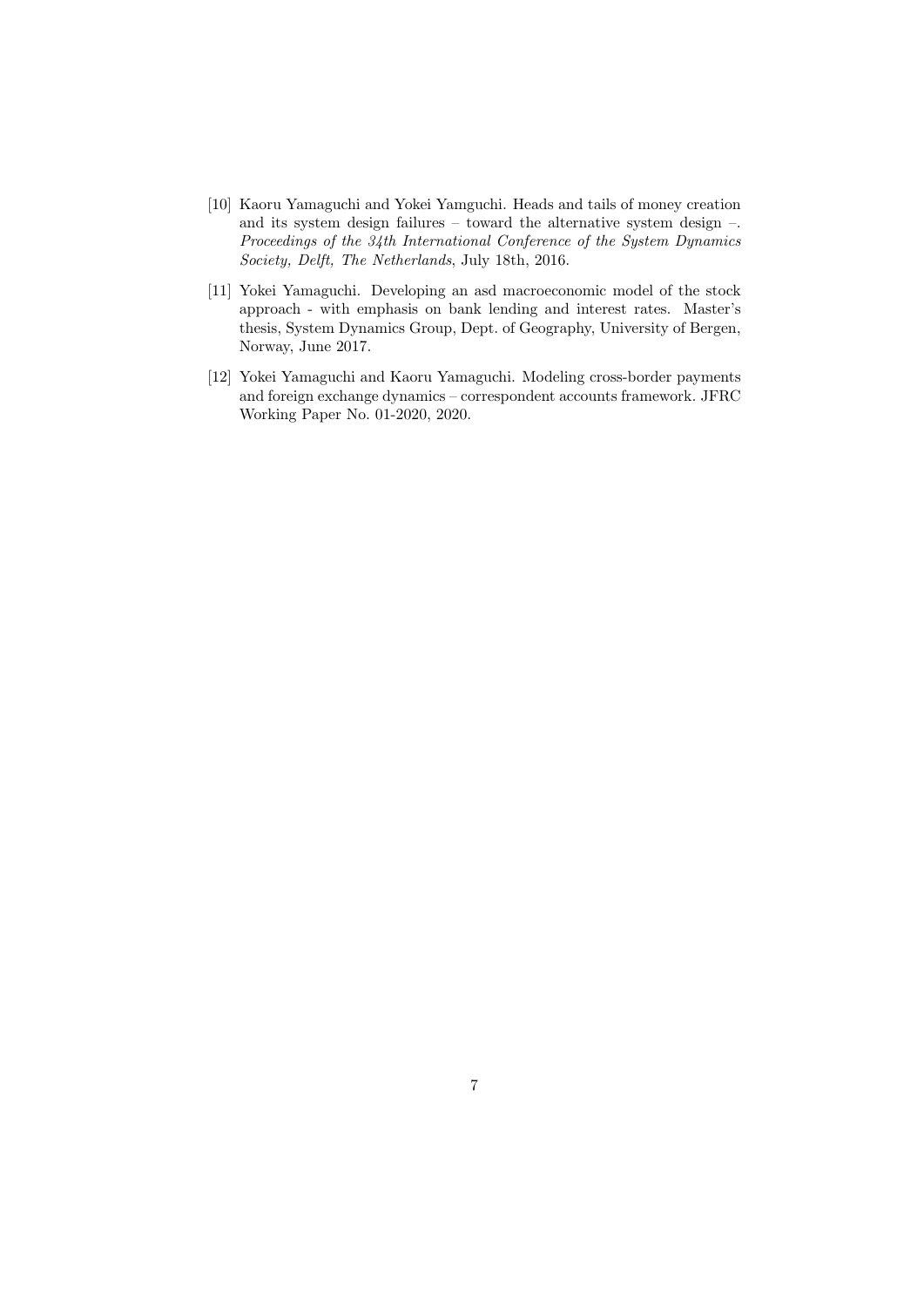[10] Kaoru Yamaguchi and Yokei Yamguchi. Heads and tails of money creation and its system design failures – toward the alternative system design –. *Proceedings of the 34th International Conference of the System Dynamics Society, Delft, The Netherlands*, July 18th, 2016.

[11] Yokei Yamaguchi. Developing an asd macroeconomic model of the stock approach - with emphasis on bank lending and interest rates. Master's thesis, System Dynamics Group, Dept. of Geography, University of Bergen, Norway, June 2017.

[12] Yokei Yamaguchi and Kaoru Yamaguchi. Modeling cross-border payments and foreign exchange dynamics – correspondent accounts framework. JFRC Working Paper No. 01-2020, 2020.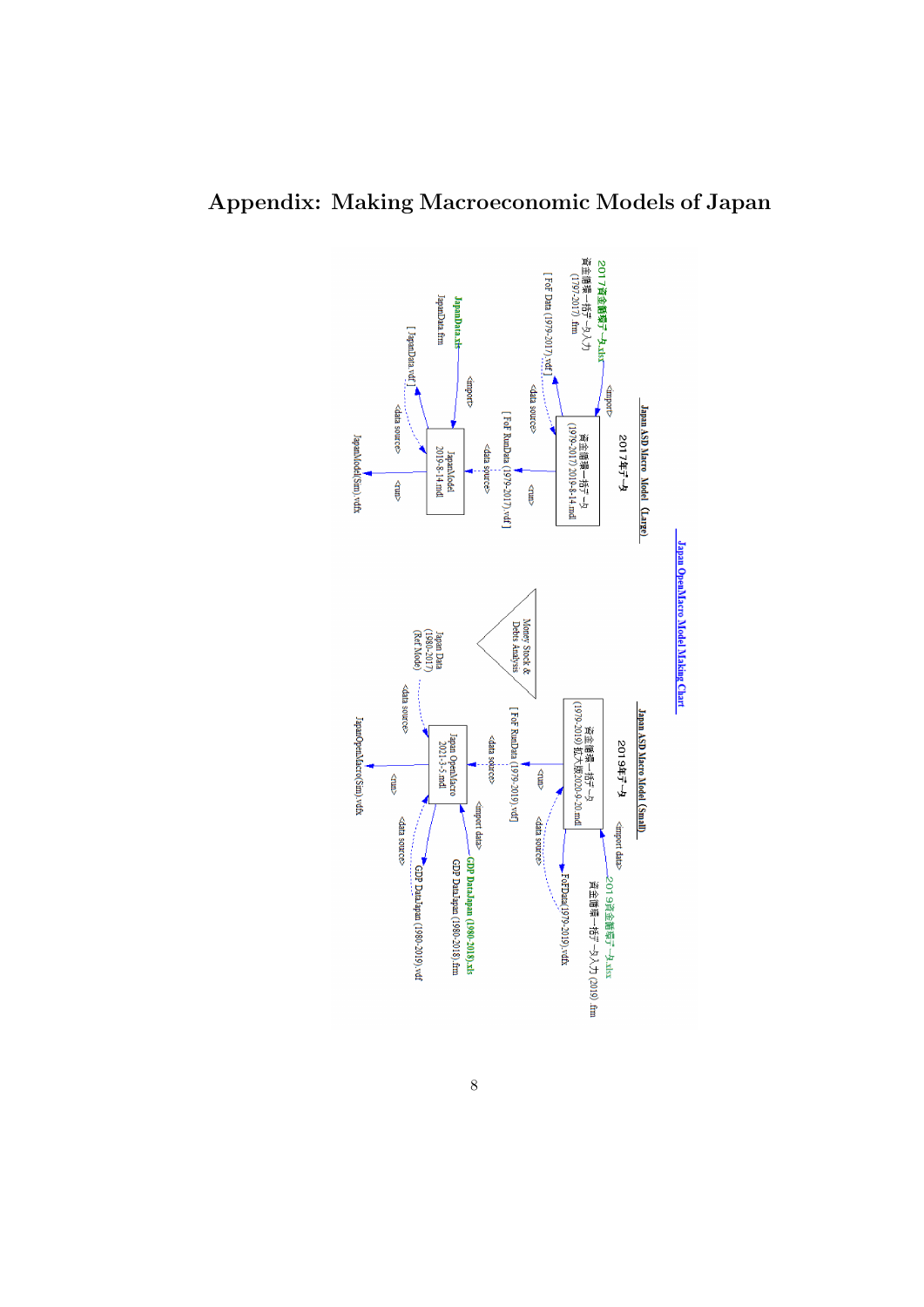# Appendix: Making Macroeconomic Models of Japan

Japan OpenMacro Model Making Chart

Japan ASD Macro Model (Large)

2017年データ

2017資金循環データ.xlsx
資金循環一括データ入力 (1797-2017).frm
<import>
[ FoF Data (1979-2017).vdf ]
<data source>
資金循環一括データ (1979-2017) 2019-8-14.mdl
<run>
[ FoF RunData (1979-2017).vdf ]
<data source>
JapanData.xls
JapanData.frm
<import>
[ JapanData.vdf ]
<data source>
JapanModel 2019-8-14.mdl
<run>
JapanModel(Sim).vdfx

Money Stock & Debts Analysis

Japan Data (1980-2017) (Ref.Mode)

Japan ASD Macro Model (Small)

2019年データ

2019資金循環データ.xlsx
資金循環一括データ入力 (2019).frm
<import data>
資金循環一括データ (1979-2019) 拡大版2020-9-20.mdl
<data source>
FoFData(1979-2019).vdfx
<run>
[ FoF RunData (1979-2019).vdf]
<data source>
Japan OpenMacro 2021-3-5.mdl
<import data>
GDP DataJapan (1980-2018).xls
GDP DataJapan (1980-2018).frm
GDP DataJapan (1980-2019).vdf
<data source>
<data source>
<run>
JapanOpenMacro(Sim).vdfx